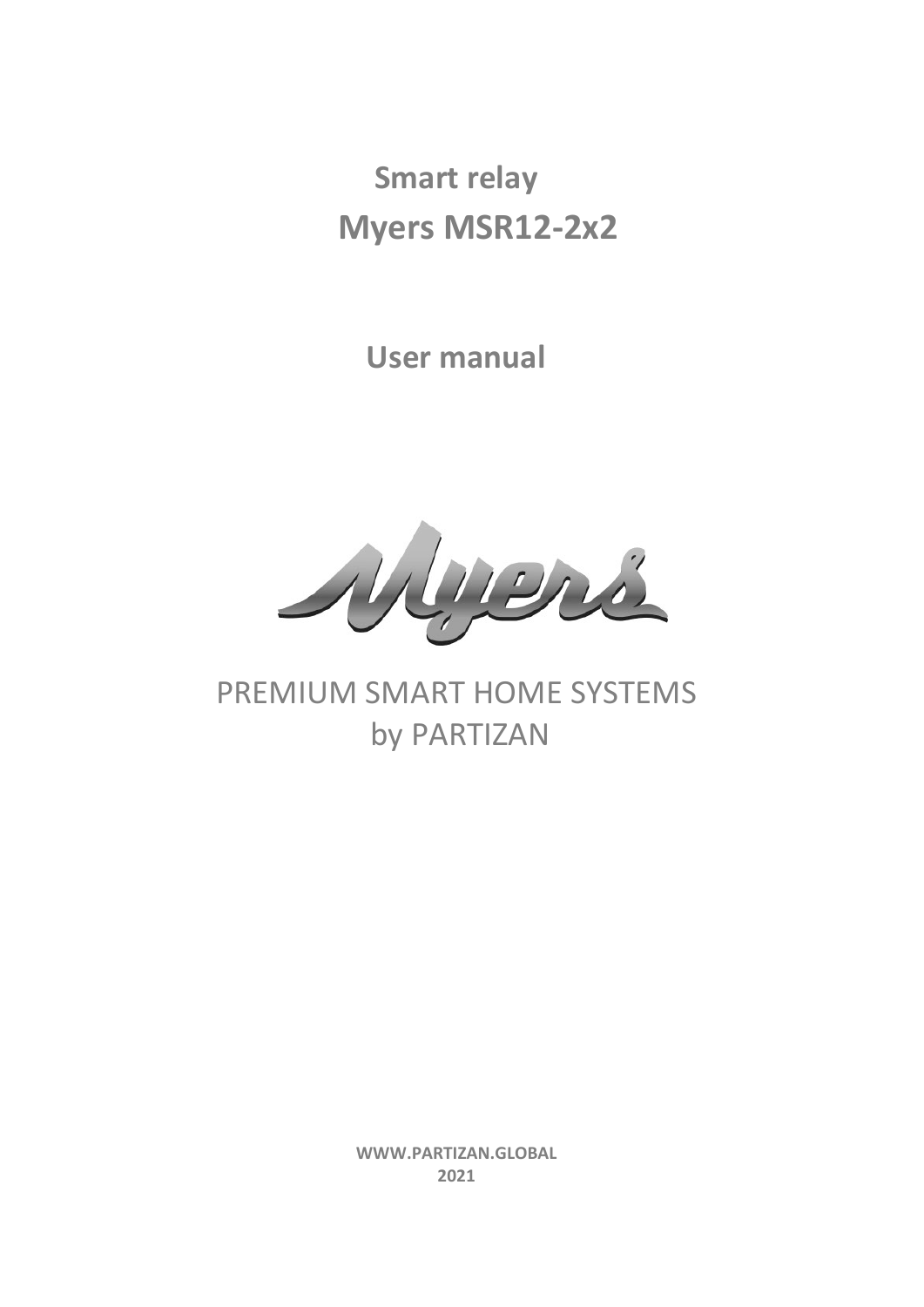# Smart relay

# Myers MSR12-2x2

## User manual

PREMIUM SMART HOME SYSTEMS
by PARTIZAN

**WWW.PARTIZAN.GLOBAL**
**2021**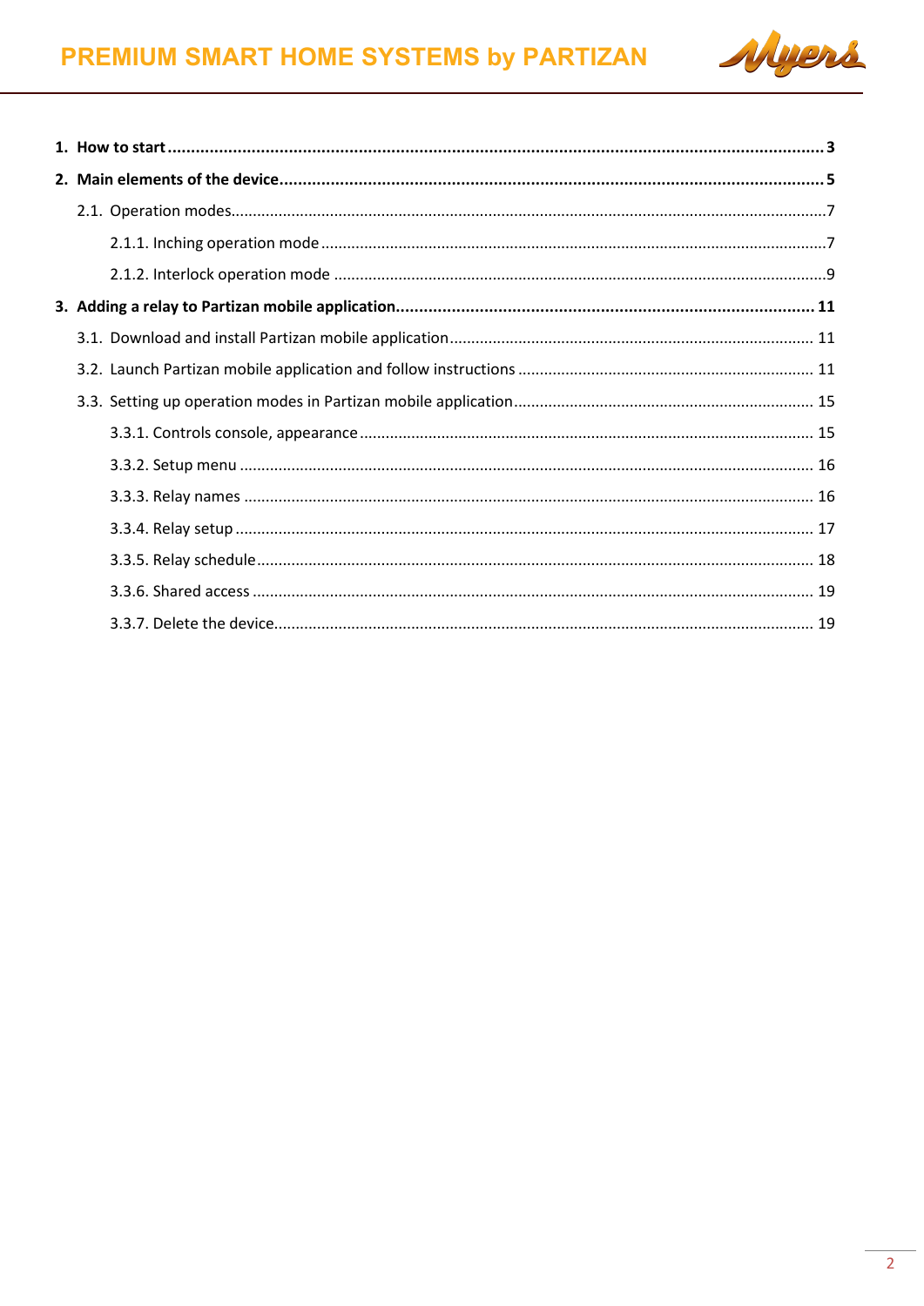**1. How to start ........................................................................................ 3**

**2. Main elements of the device ................................................................ 5**

2.1. Operation modes ................................................................................ 7

2.1.1. Inching operation mode ................................................................... 7

2.1.2. Interlock operation mode ................................................................. 9

**3. Adding a relay to Partizan mobile application ........................................ 11**

3.1. Download and install Partizan mobile application ................................. 11

3.2. Launch Partizan mobile application and follow instructions .................... 11

3.3. Setting up operation modes in Partizan mobile application ...................... 15

3.3.1. Controls console, appearance ......................................................... 15

3.3.2. Setup menu .................................................................................. 16

3.3.3. Relay names ................................................................................. 16

3.3.4. Relay setup .................................................................................. 17

3.3.5. Relay schedule .............................................................................. 18

3.3.6. Shared access ............................................................................... 19

3.3.7. Delete the device ........................................................................... 19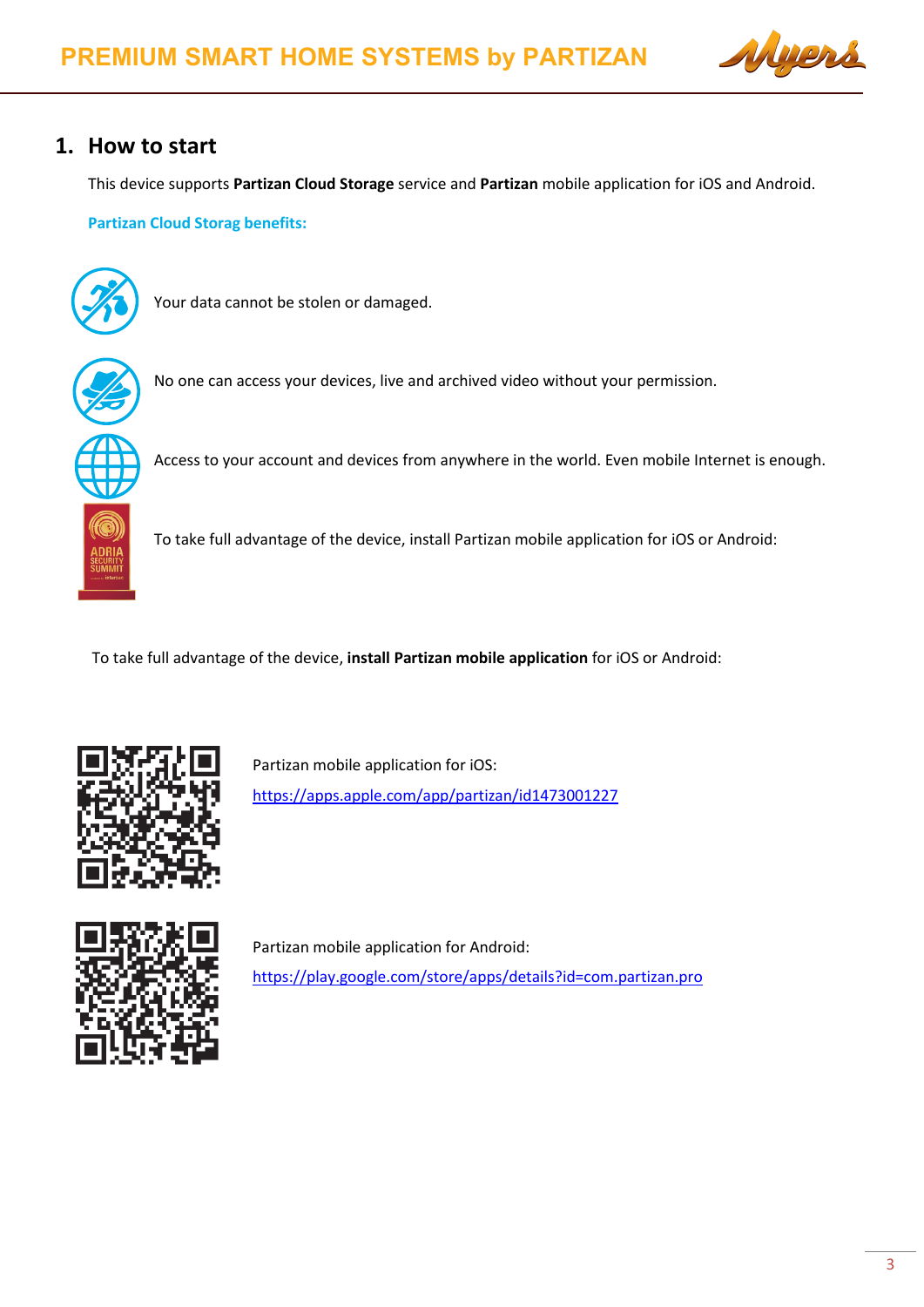## 1. How to start

This device supports **Partizan Cloud Storage** service and **Partizan** mobile application for iOS and Android.

**Partizan Cloud Storag benefits:**

Your data cannot be stolen or damaged.

No one can access your devices, live and archived video without your permission.

Access to your account and devices from anywhere in the world. Even mobile Internet is enough.

To take full advantage of the device, install Partizan mobile application for iOS or Android:

To take full advantage of the device, **install Partizan mobile application** for iOS or Android:

Partizan mobile application for iOS:
https://apps.apple.com/app/partizan/id1473001227

Partizan mobile application for Android:
https://play.google.com/store/apps/details?id=com.partizan.pro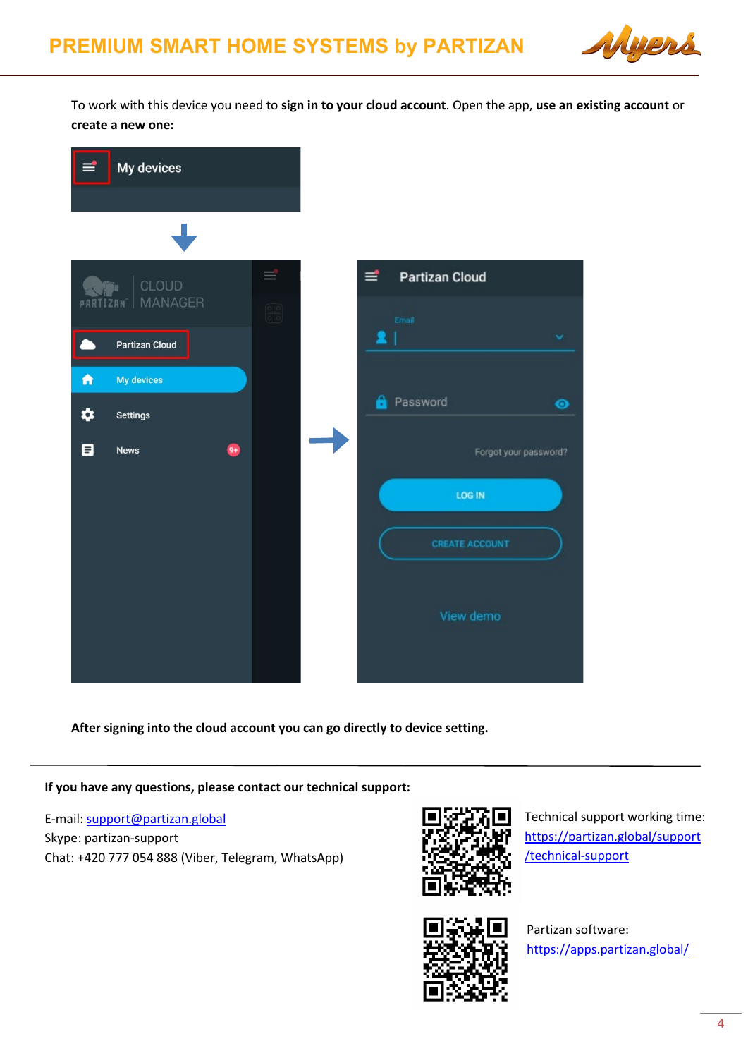To work with this device you need to **sign in to your cloud account**. Open the app, **use an existing account** or **create a new one:**

**After signing into the cloud account you can go directly to device setting.**

**If you have any questions, please contact our technical support:**

E-mail: support@partizan.global
Skype: partizan-support
Chat: +420 777 054 888 (Viber, Telegram, WhatsApp)

Technical support working time: https://partizan.global/support/technical-support

Partizan software: https://apps.partizan.global/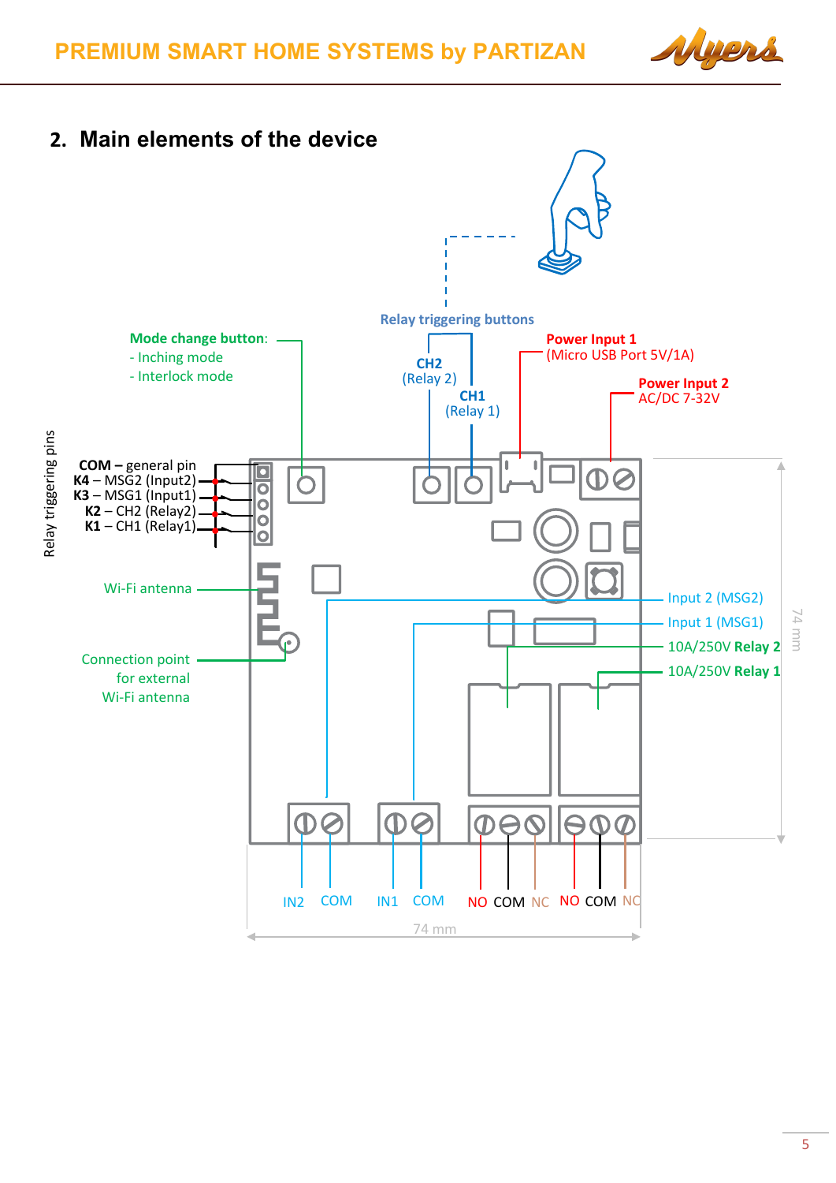## 2. Main elements of the device

Relay triggering buttons

**Mode change button**:
- Inching mode
- Interlock mode

**CH2** (Relay 2)

**CH1** (Relay 1)

**Power Input 1** (Micro USB Port 5V/1A)

**Power Input 2** AC/DC 7-32V

Relay triggering pins

**COM –** general pin
**K4** – MSG2 (Input2)
**K3** – MSG1 (Input1)
**K2** – CH2 (Relay2)
**K1** – CH1 (Relay1)

Wi-Fi antenna

Connection point for external Wi-Fi antenna

Input 2 (MSG2)

Input 1 (MSG1)

10A/250V **Relay 2**

10A/250V **Relay 1**

74 mm

IN2 COM IN1 COM NO COM NC NO COM NC

74 mm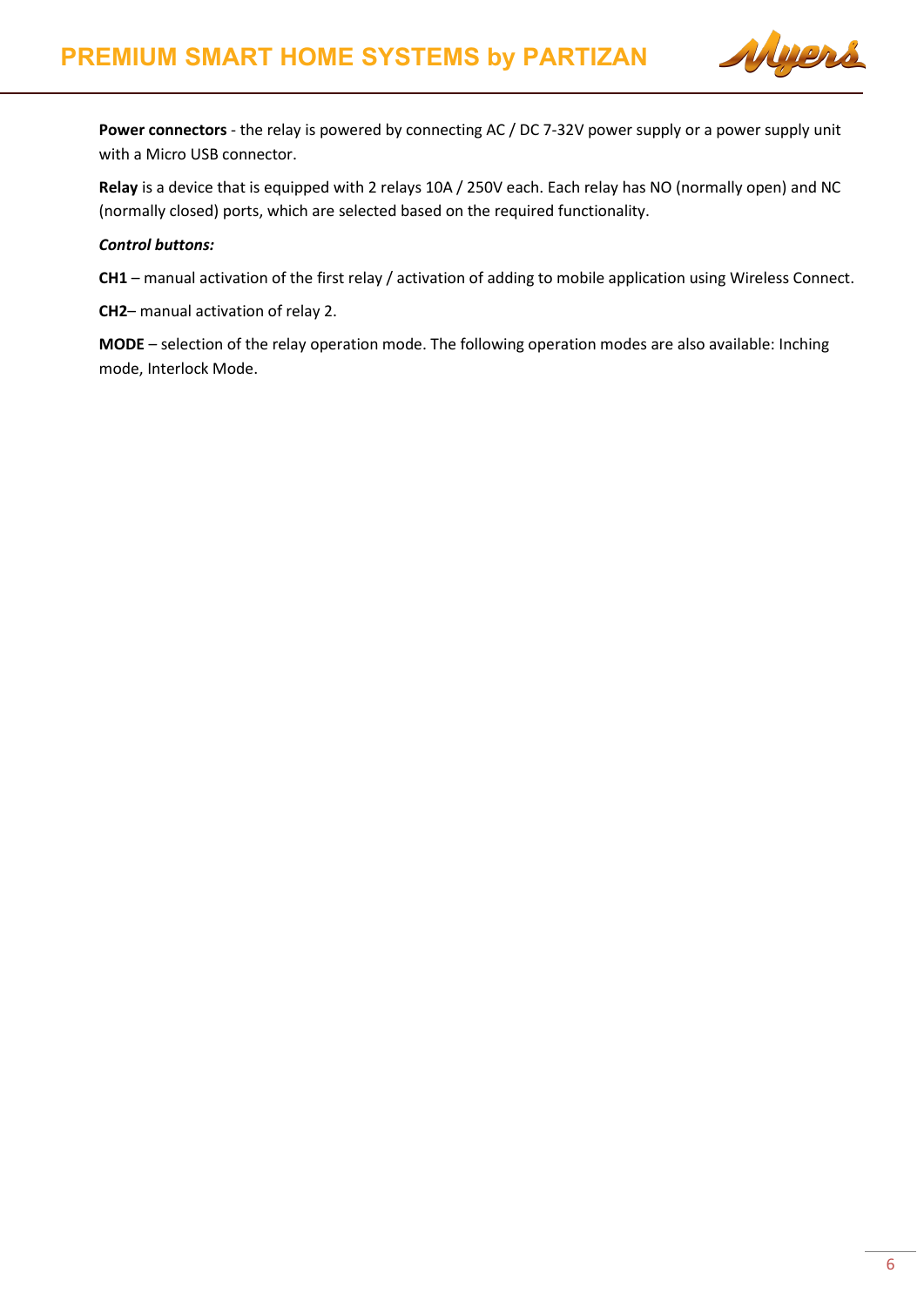**Power connectors** - the relay is powered by connecting AC / DC 7-32V power supply or a power supply unit with a Micro USB connector.

**Relay** is a device that is equipped with 2 relays 10A / 250V each. Each relay has NO (normally open) and NC (normally closed) ports, which are selected based on the required functionality.

***Control buttons:***

**CH1** – manual activation of the first relay / activation of adding to mobile application using Wireless Connect.

**CH2**– manual activation of relay 2.

**MODE** – selection of the relay operation mode. The following operation modes are also available: Inching mode, Interlock Mode.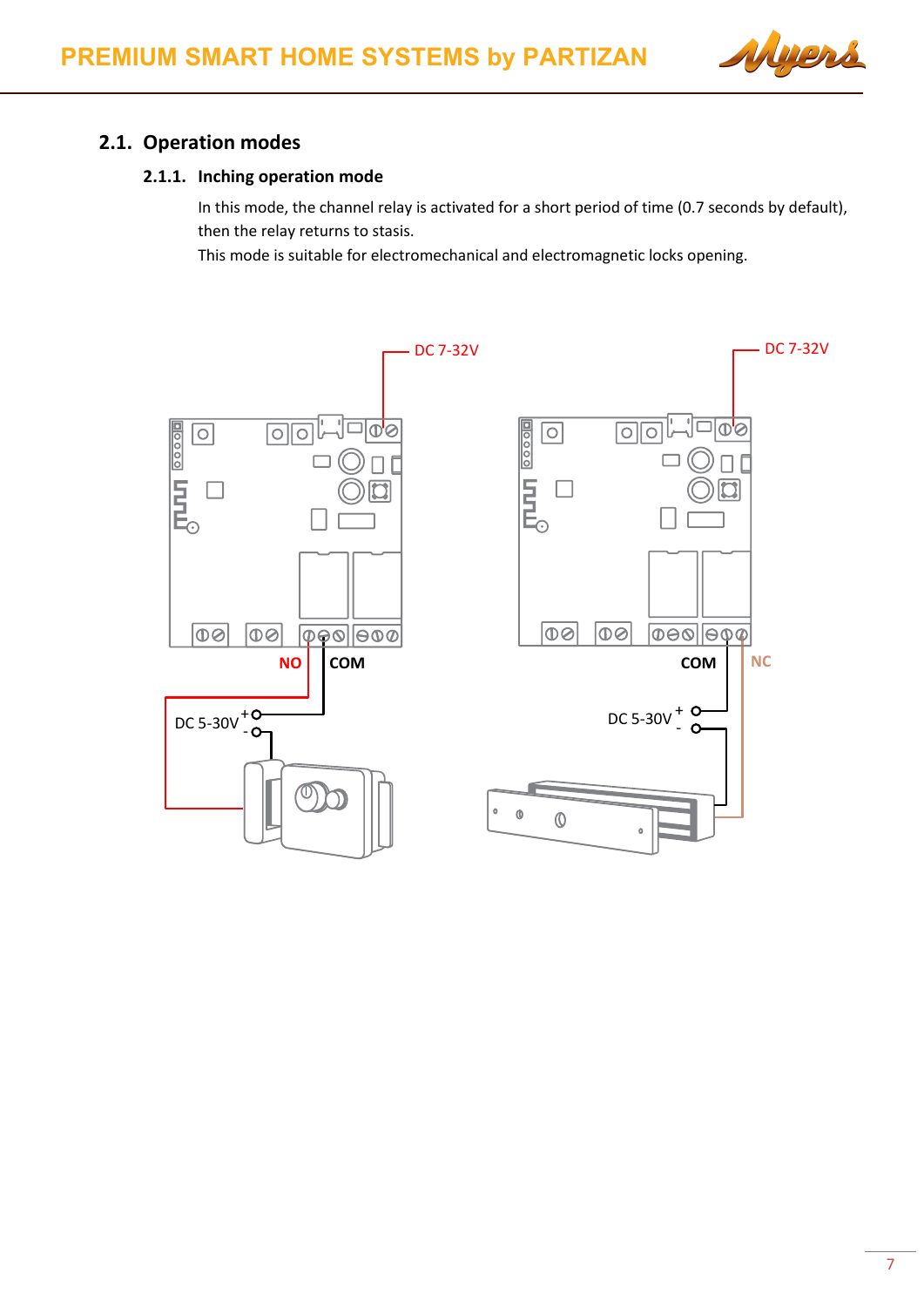## 2.1. Operation modes

### 2.1.1. Inching operation mode

In this mode, the channel relay is activated for a short period of time (0.7 seconds by default), then the relay returns to stasis.

This mode is suitable for electromechanical and electromagnetic locks opening.

DC 7-32V

DC 7-32V

NO COM

COM NC

DC 5-30V + -

DC 5-30V + -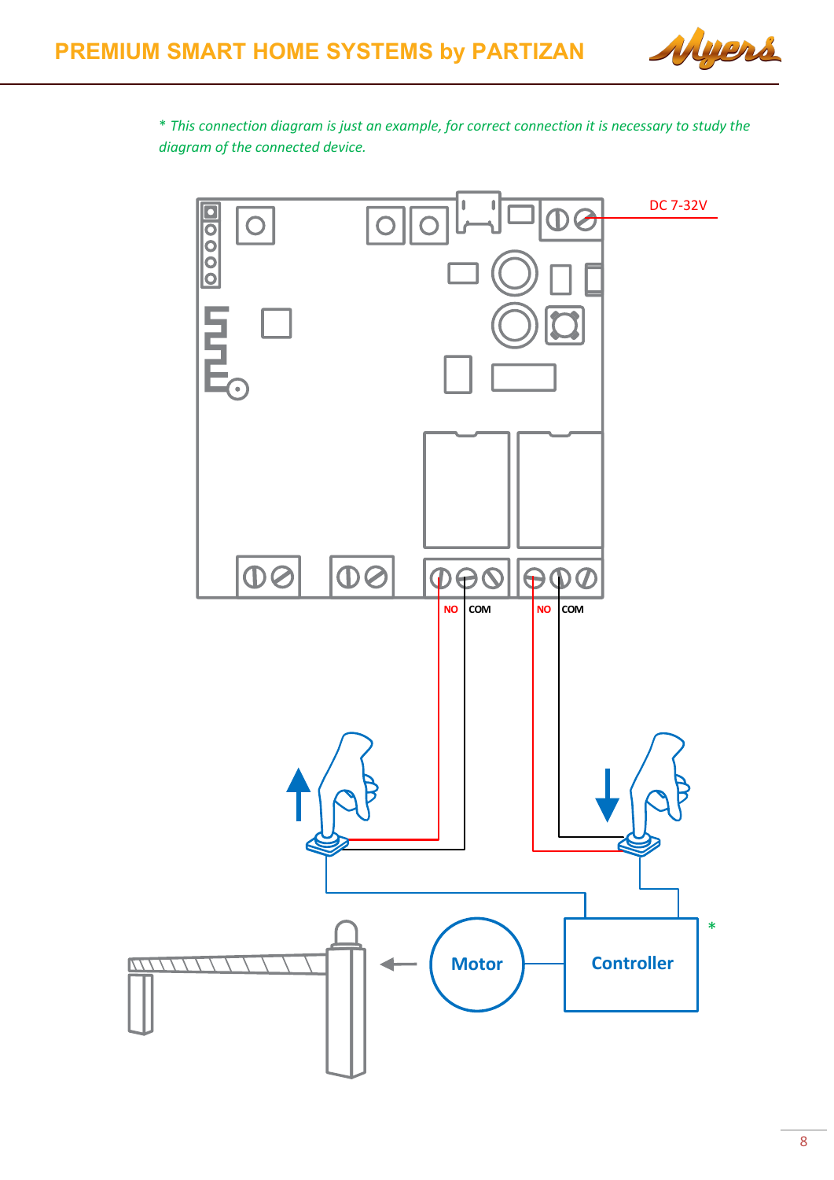*\* This connection diagram is just an example, for correct connection it is necessary to study the diagram of the connected device.*

DC 7-32V

NO COM NO COM

Motor

Controller

\*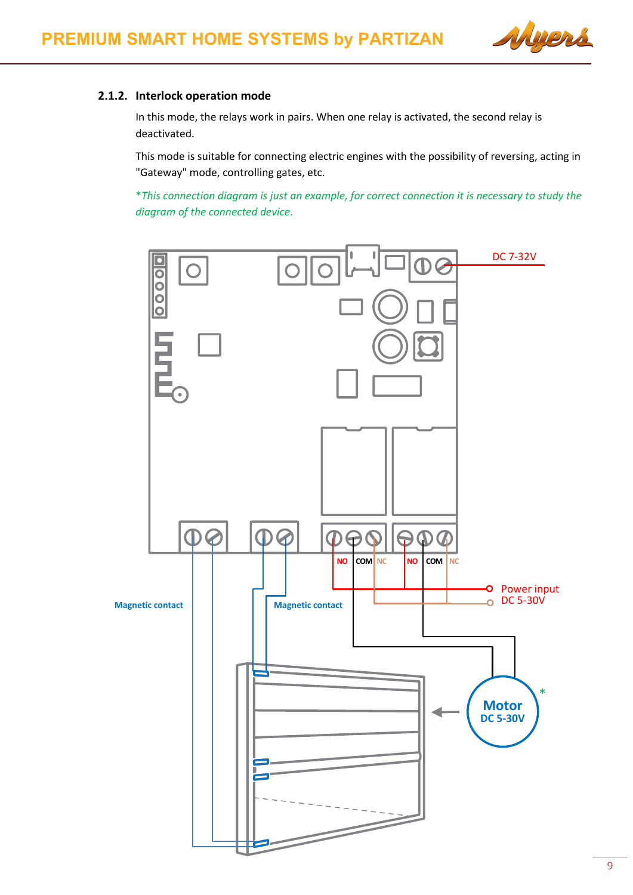### 2.1.2. Interlock operation mode

In this mode, the relays work in pairs. When one relay is activated, the second relay is deactivated.

This mode is suitable for connecting electric engines with the possibility of reversing, acting in "Gateway" mode, controlling gates, etc.

*\*This connection diagram is just an example, for correct connection it is necessary to study the diagram of the connected device.*

DC 7-32V

NO COM NC NO COM NC

Magnetic contact

Magnetic contact

Power input DC 5-30V

Motor DC 5-30V

\*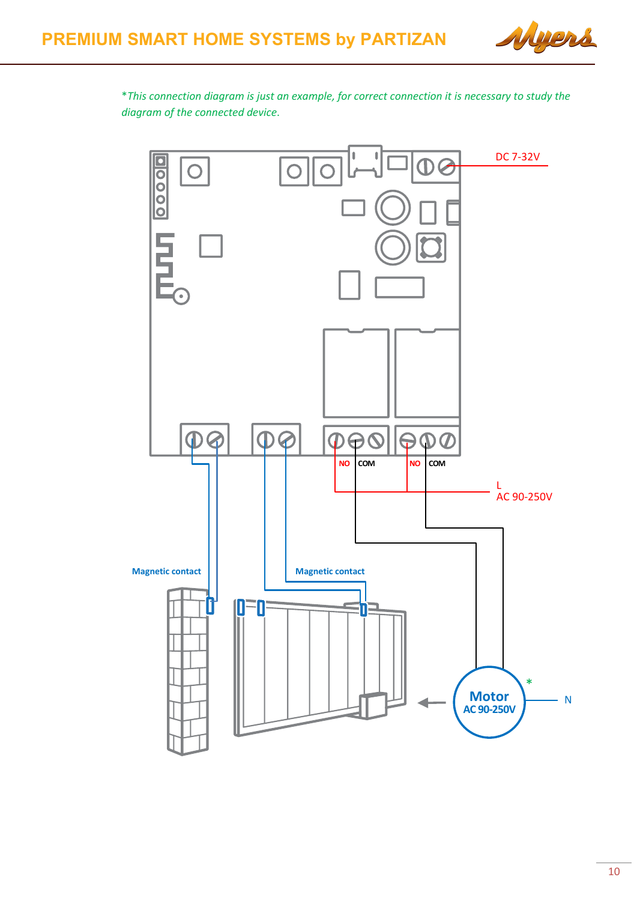*\*This connection diagram is just an example, for correct connection it is necessary to study the diagram of the connected device.*

DC 7-32V

NO COM NO COM

L
AC 90-250V

Magnetic contact

Magnetic contact

Motor
AC 90-250V

\*

N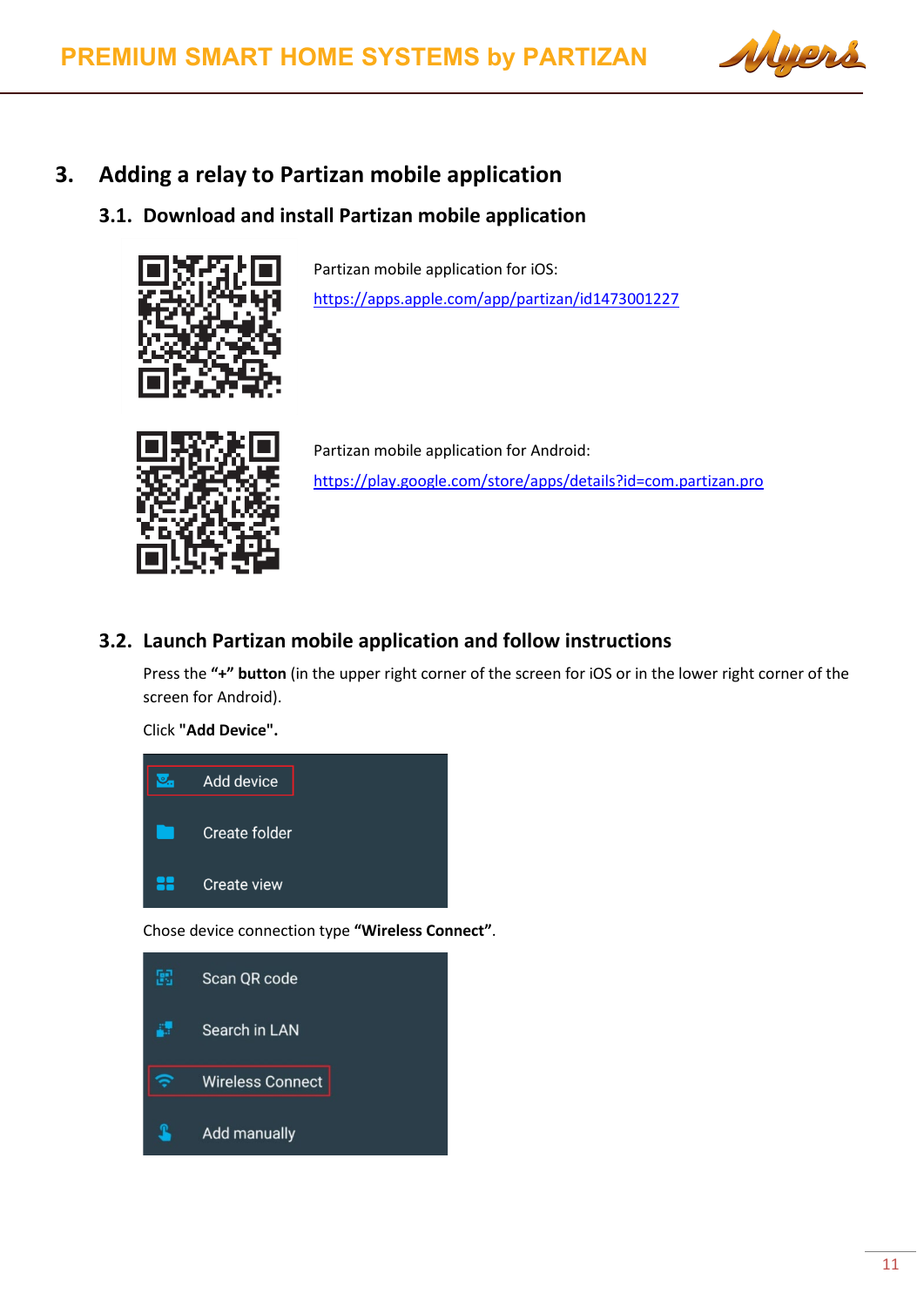# 3. Adding a relay to Partizan mobile application

## 3.1. Download and install Partizan mobile application

Partizan mobile application for iOS:

https://apps.apple.com/app/partizan/id1473001227

Partizan mobile application for Android:

https://play.google.com/store/apps/details?id=com.partizan.pro

## 3.2. Launch Partizan mobile application and follow instructions

Press the **"+" button** (in the upper right corner of the screen for iOS or in the lower right corner of the screen for Android).

Click **"Add Device".**

Add device

Create folder

Create view

Chose device connection type **"Wireless Connect"**.

Scan QR code

Search in LAN

Wireless Connect

Add manually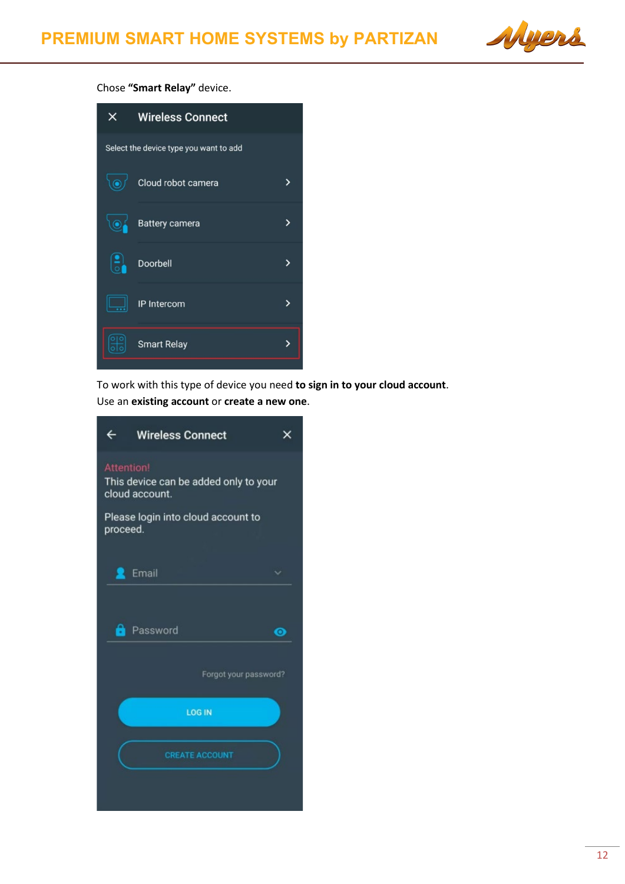Chose **“Smart Relay”** device.

To work with this type of device you need **to sign in to your cloud account**.
Use an **existing account** or **create a new one**.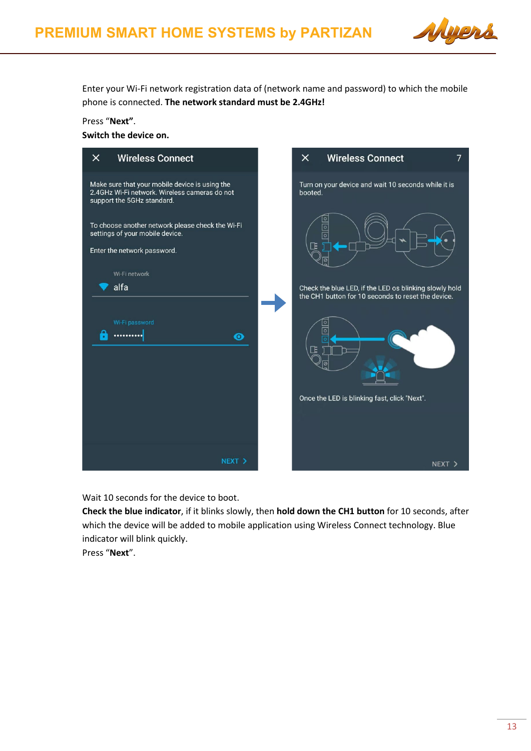Enter your Wi-Fi network registration data of (network name and password) to which the mobile phone is connected. **The network standard must be 2.4GHz!**

Press “**Next**”.

**Switch the device on.**

Wireless Connect

Make sure that your mobile device is using the 2.4GHz Wi-Fi network. Wireless cameras do not support the 5GHz standard.

To choose another network please check the Wi-Fi settings of your mobile device.

Enter the network password.

Wi-Fi network
alfa

Wi-Fi password
••••••••••

NEXT >

Wireless Connect 7

Turn on your device and wait 10 seconds while it is booted.

Check the blue LED, if the LED os blinking slowly hold the CH1 button for 10 seconds to reset the device.

Once the LED is blinking fast, click "Next".

NEXT >

Wait 10 seconds for the device to boot.
**Check the blue indicator**, if it blinks slowly, then **hold down the CH1 button** for 10 seconds, after which the device will be added to mobile application using Wireless Connect technology. Blue indicator will blink quickly.
Press “**Next**”.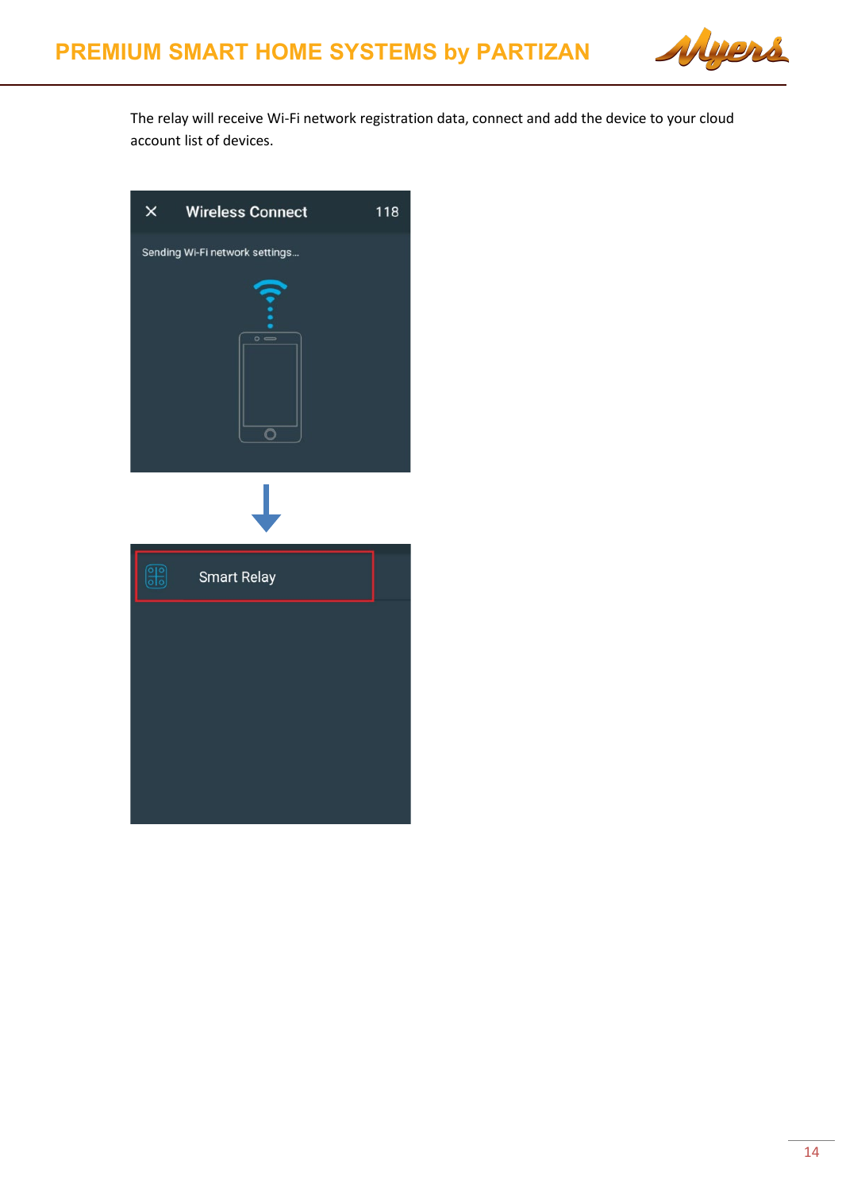The relay will receive Wi-Fi network registration data, connect and add the device to your cloud account list of devices.

Wireless Connect 118

Sending Wi-Fi network settings...

Smart Relay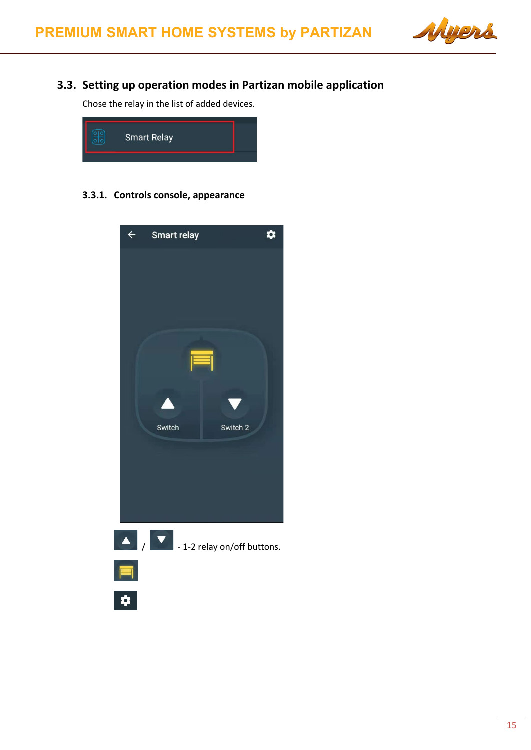### 3.3. Setting up operation modes in Partizan mobile application

Chose the relay in the list of added devices.

#### 3.3.1. Controls console, appearance

/ - 1-2 relay on/off buttons.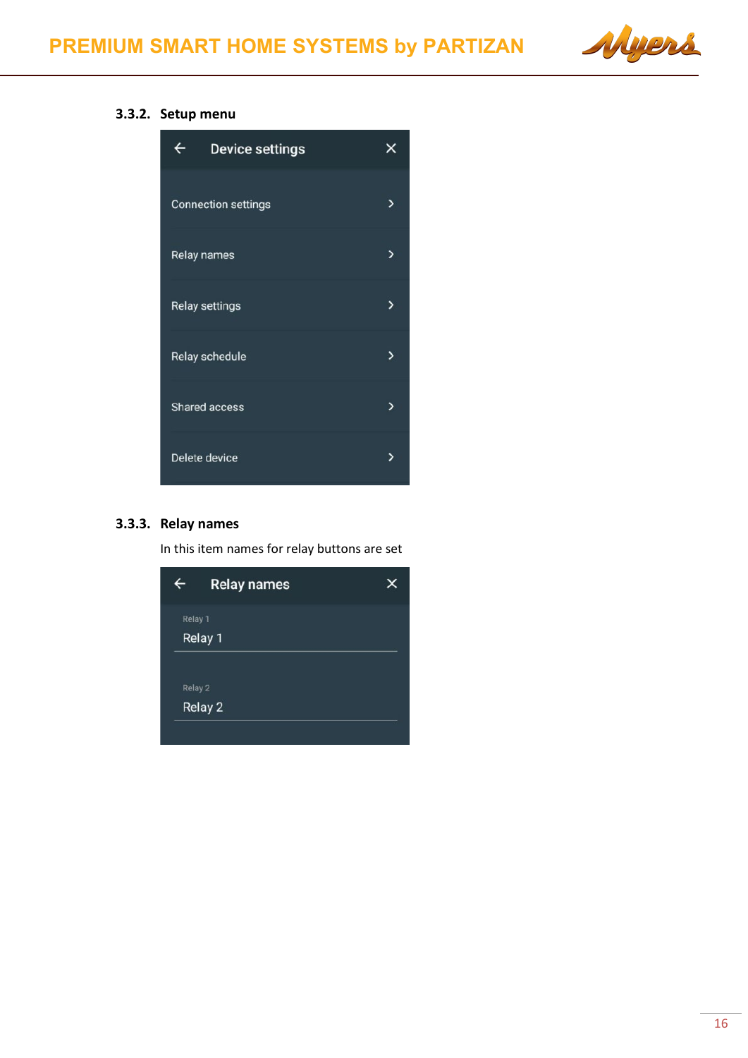### 3.3.2. Setup menu

Device settings

Connection settings

Relay names

Relay settings

Relay schedule

Shared access

Delete device

### 3.3.3. Relay names

In this item names for relay buttons are set

Relay names

Relay 1

Relay 1

Relay 2

Relay 2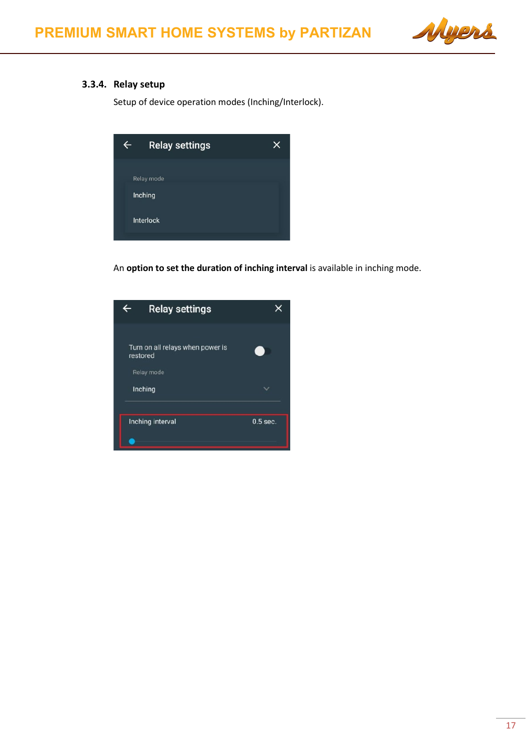### 3.3.4. Relay setup

Setup of device operation modes (Inching/Interlock).

Relay settings

Relay mode

Inching

Interlock

An **option to set the duration of inching interval** is available in inching mode.

Relay settings

Turn on all relays when power is restored

Relay mode

Inching

Inching interval 0.5 sec.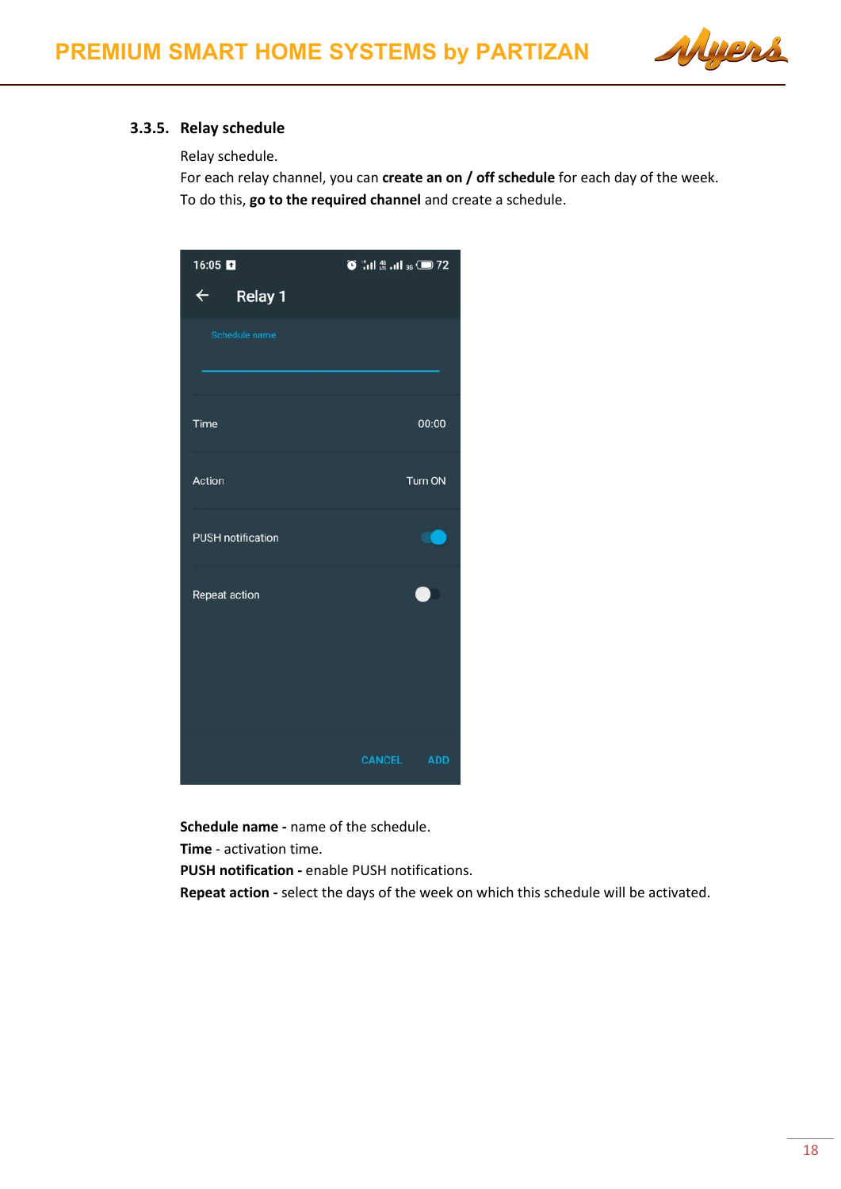### 3.3.5. Relay schedule

Relay schedule.

For each relay channel, you can **create an on / off schedule** for each day of the week.

To do this, **go to the required channel** and create a schedule.

**Schedule name -** name of the schedule.

**Time** - activation time.

**PUSH notification -** enable PUSH notifications.

**Repeat action -** select the days of the week on which this schedule will be activated.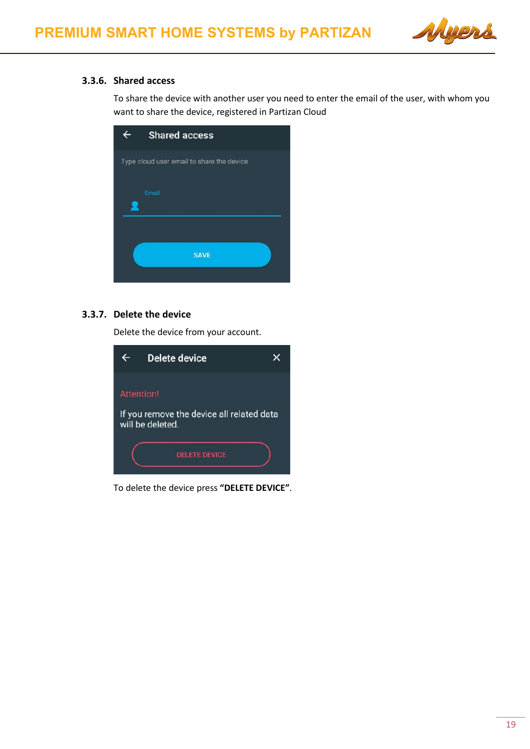### 3.3.6. Shared access

To share the device with another user you need to enter the email of the user, with whom you want to share the device, registered in Partizan Cloud

Shared access

Type cloud user email to share the device

Email

SAVE

### 3.3.7. Delete the device

Delete the device from your account.

Delete device

Attention!

If you remove the device all related data will be deleted.

DELETE DEVICE

To delete the device press **"DELETE DEVICE"**.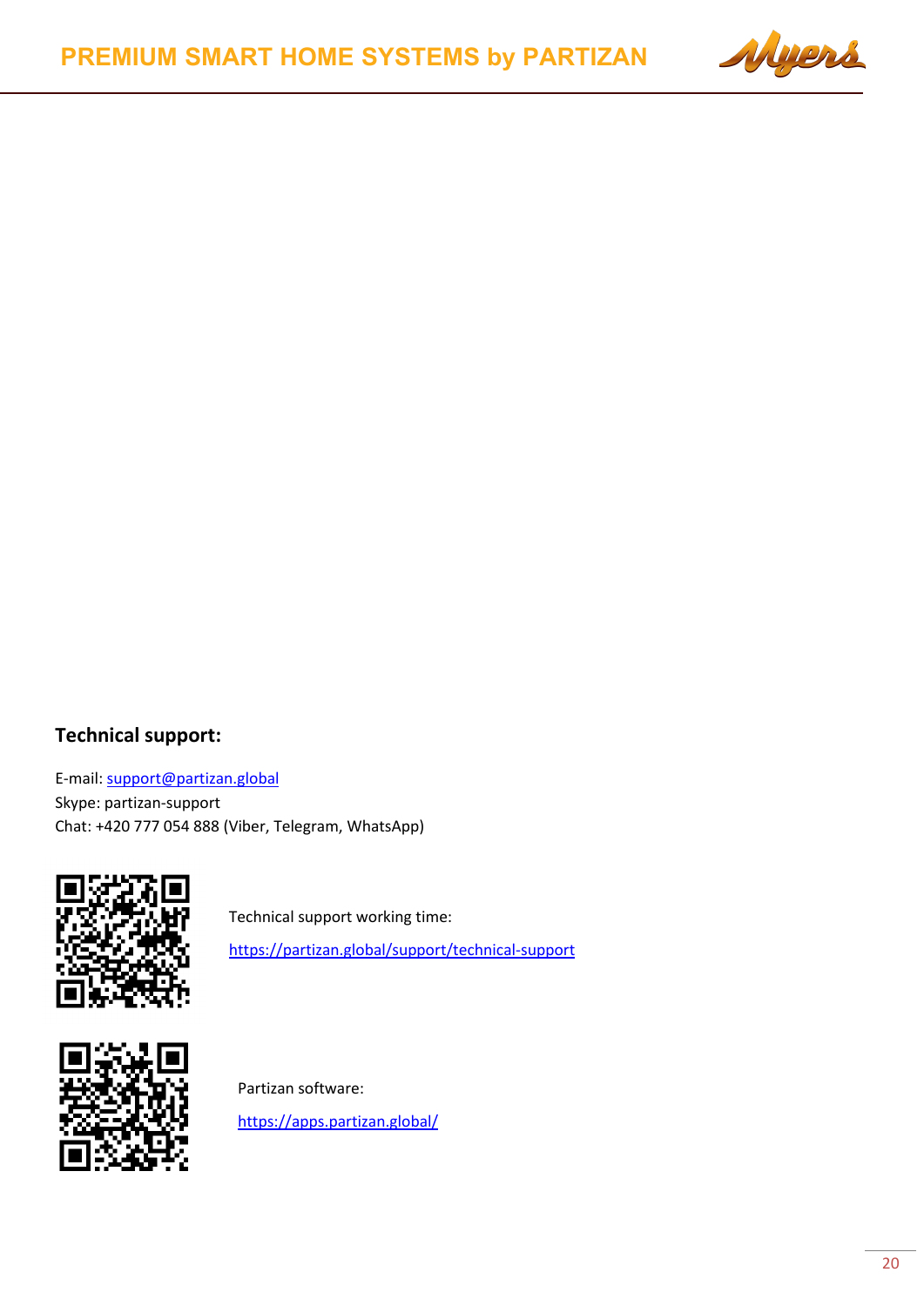## Technical support:

E-mail: support@partizan.global
Skype: partizan-support
Chat: +420 777 054 888 (Viber, Telegram, WhatsApp)

Technical support working time:

https://partizan.global/support/technical-support

Partizan software:

https://apps.partizan.global/